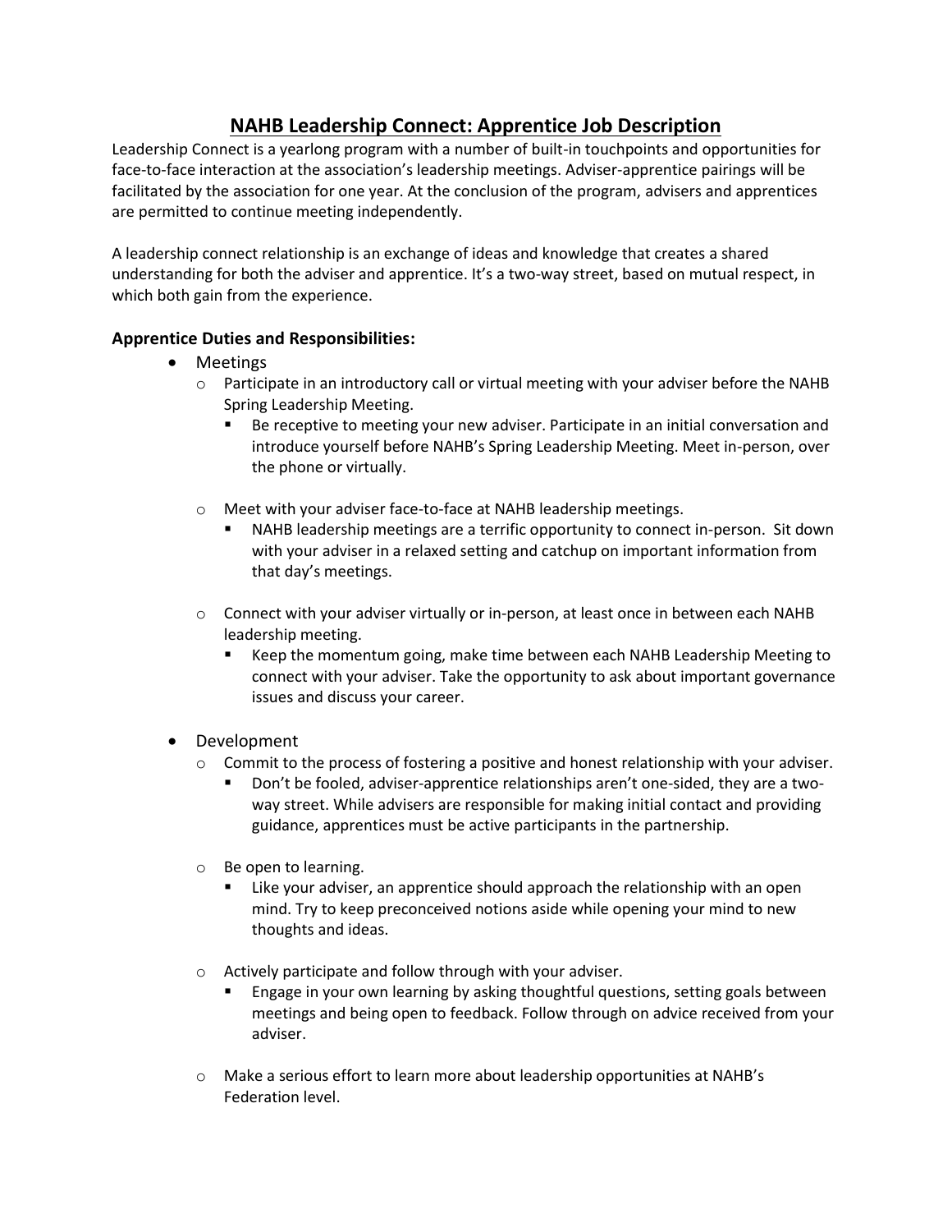# NAHB Leadership Connect: Apprentice Job Description

Leadership Connect is a yearlong program with a number of built-in touchpoints and opportunities for face-to-face interaction at the association's leadership meetings. Adviser-apprentice pairings will be facilitated by the association for one year. At the conclusion of the program, advisers and apprentices are permitted to continue meeting independently.

A leadership connect relationship is an exchange of ideas and knowledge that creates a shared understanding for both the adviser and apprentice. It's a two-way street, based on mutual respect, in which both gain from the experience.

### Apprentice Duties and Responsibilities:

- Meetings
  - Participate in an introductory call or virtual meeting with your adviser before the NAHB Spring Leadership Meeting.
    - Be receptive to meeting your new adviser. Participate in an initial conversation and introduce yourself before NAHB's Spring Leadership Meeting. Meet in-person, over the phone or virtually.
  - Meet with your adviser face-to-face at NAHB leadership meetings.
    - NAHB leadership meetings are a terrific opportunity to connect in-person. Sit down with your adviser in a relaxed setting and catchup on important information from that day's meetings.
  - Connect with your adviser virtually or in-person, at least once in between each NAHB leadership meeting.
    - Keep the momentum going, make time between each NAHB Leadership Meeting to connect with your adviser. Take the opportunity to ask about important governance issues and discuss your career.
- Development
  - Commit to the process of fostering a positive and honest relationship with your adviser.
    - Don't be fooled, adviser-apprentice relationships aren't one-sided, they are a two-way street. While advisers are responsible for making initial contact and providing guidance, apprentices must be active participants in the partnership.
  - Be open to learning.
    - Like your adviser, an apprentice should approach the relationship with an open mind. Try to keep preconceived notions aside while opening your mind to new thoughts and ideas.
  - Actively participate and follow through with your adviser.
    - Engage in your own learning by asking thoughtful questions, setting goals between meetings and being open to feedback. Follow through on advice received from your adviser.
  - Make a serious effort to learn more about leadership opportunities at NAHB's Federation level.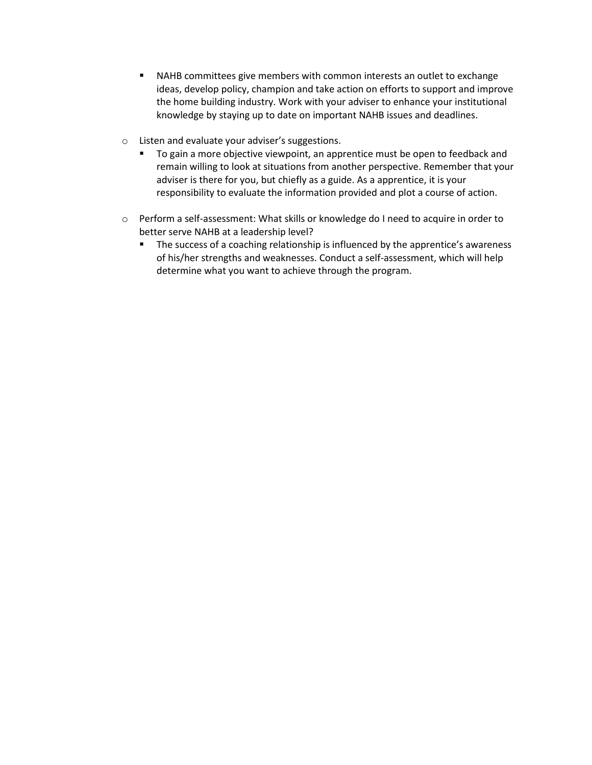- NAHB committees give members with common interests an outlet to exchange ideas, develop policy, champion and take action on efforts to support and improve the home building industry. Work with your adviser to enhance your institutional knowledge by staying up to date on important NAHB issues and deadlines.

- Listen and evaluate your adviser's suggestions.
  - To gain a more objective viewpoint, an apprentice must be open to feedback and remain willing to look at situations from another perspective. Remember that your adviser is there for you, but chiefly as a guide. As a apprentice, it is your responsibility to evaluate the information provided and plot a course of action.

- Perform a self-assessment: What skills or knowledge do I need to acquire in order to better serve NAHB at a leadership level?
  - The success of a coaching relationship is influenced by the apprentice's awareness of his/her strengths and weaknesses. Conduct a self-assessment, which will help determine what you want to achieve through the program.